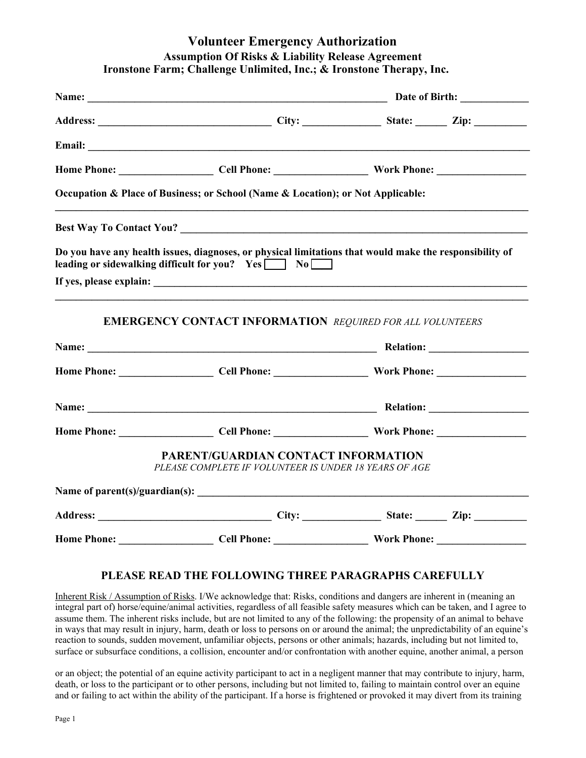# Volunteer Emergency Authorization

## Assumption Of Risks & Liability Release Agreement

## Ironstone Farm; Challenge Unlimited, Inc.; & Ironstone Therapy, Inc.

**Name:** ______________________________________________ **Date of Birth:** ____________

**Address:** ___________________________ **City:** _____________ **State:** _____ **Zip:** _________

**Email:** ______________________________________________________________________

**Home Phone:** ________________ **Cell Phone:** ________________ **Work Phone:** _______________

**Occupation & Place of Business; or School (Name & Location); or Not Applicable:**

_________________________________________________________________________________

**Best Way To Contact You?** ______________________________________________________

**Do you have any health issues, diagnoses, or physical limitations that would make the responsibility of leading or sidewalking difficult for you?** **Yes** ☐ **No** ☐

**If yes, please explain:** ________________________________________________________

_________________________________________________________________________________

### EMERGENCY CONTACT INFORMATION *REQUIRED FOR ALL VOLUNTEERS*

**Name:** ______________________________________________ **Relation:** _______________

**Home Phone:** ________________ **Cell Phone:** ________________ **Work Phone:** _______________

**Name:** ______________________________________________ **Relation:** _______________

**Home Phone:** ________________ **Cell Phone:** ________________ **Work Phone:** _______________

### PARENT/GUARDIAN CONTACT INFORMATION

*PLEASE COMPLETE IF VOLUNTEER IS UNDER 18 YEARS OF AGE*

**Name of parent(s)/guardian(s):** _________________________________________________

**Address:** ___________________________ **City:** _____________ **State:** _____ **Zip:** _________

**Home Phone:** ________________ **Cell Phone:** ________________ **Work Phone:** _______________

### PLEASE READ THE FOLLOWING THREE PARAGRAPHS CAREFULLY

Inherent Risk / Assumption of Risks. I/We acknowledge that: Risks, conditions and dangers are inherent in (meaning an integral part of) horse/equine/animal activities, regardless of all feasible safety measures which can be taken, and I agree to assume them. The inherent risks include, but are not limited to any of the following: the propensity of an animal to behave in ways that may result in injury, harm, death or loss to persons on or around the animal; the unpredictability of an equine's reaction to sounds, sudden movement, unfamiliar objects, persons or other animals; hazards, including but not limited to, surface or subsurface conditions, a collision, encounter and/or confrontation with another equine, another animal, a person

or an object; the potential of an equine activity participant to act in a negligent manner that may contribute to injury, harm, death, or loss to the participant or to other persons, including but not limited to, failing to maintain control over an equine and or failing to act within the ability of the participant. If a horse is frightened or provoked it may divert from its training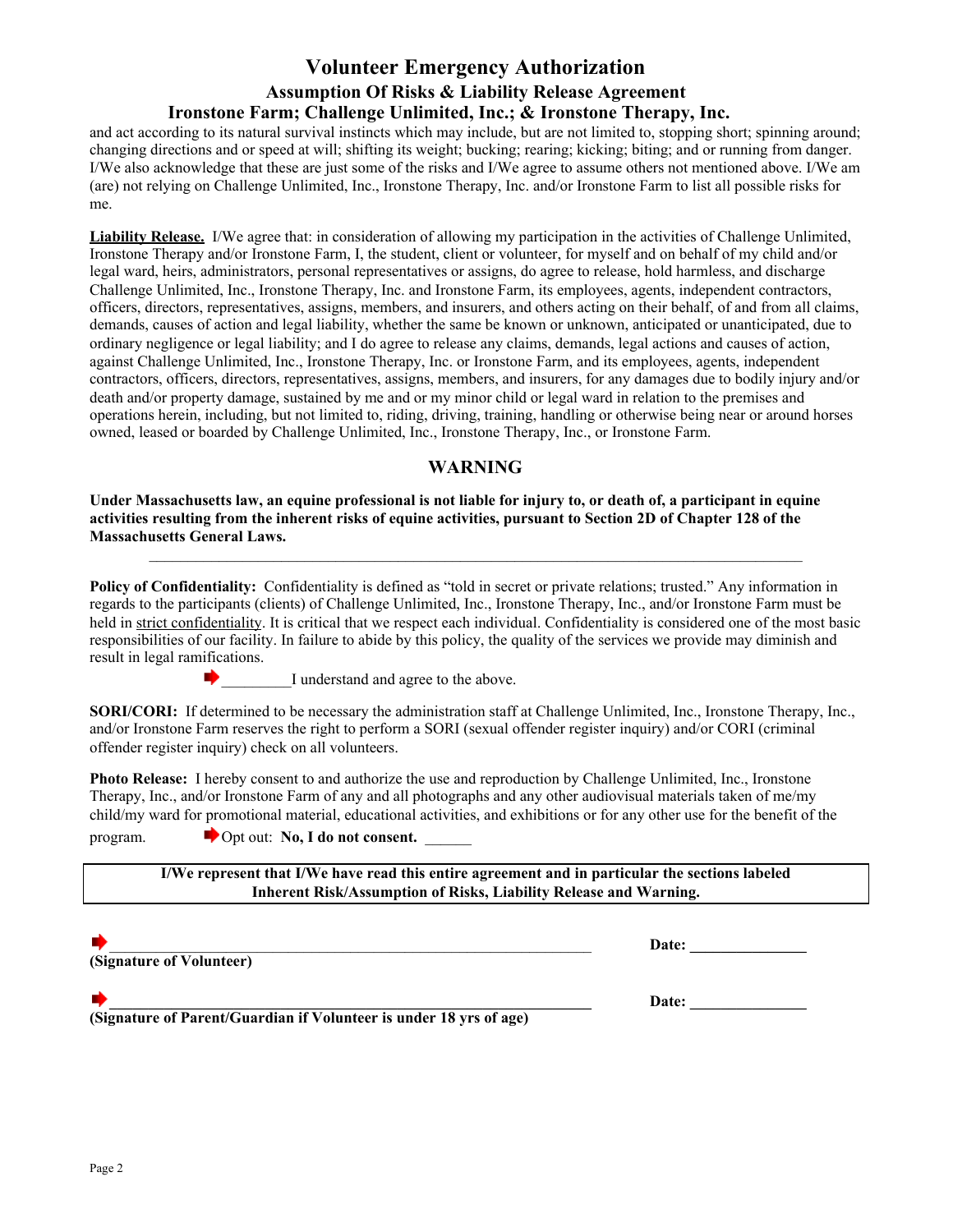# Volunteer Emergency Authorization

## Assumption Of Risks & Liability Release Agreement

## Ironstone Farm; Challenge Unlimited, Inc.; & Ironstone Therapy, Inc.

and act according to its natural survival instincts which may include, but are not limited to, stopping short; spinning around; changing directions and or speed at will; shifting its weight; bucking; rearing; kicking; biting; and or running from danger. I/We also acknowledge that these are just some of the risks and I/We agree to assume others not mentioned above. I/We am (are) not relying on Challenge Unlimited, Inc., Ironstone Therapy, Inc. and/or Ironstone Farm to list all possible risks for me.

**Liability Release.** I/We agree that: in consideration of allowing my participation in the activities of Challenge Unlimited, Ironstone Therapy and/or Ironstone Farm, I, the student, client or volunteer, for myself and on behalf of my child and/or legal ward, heirs, administrators, personal representatives or assigns, do agree to release, hold harmless, and discharge Challenge Unlimited, Inc., Ironstone Therapy, Inc. and Ironstone Farm, its employees, agents, independent contractors, officers, directors, representatives, assigns, members, and insurers, and others acting on their behalf, of and from all claims, demands, causes of action and legal liability, whether the same be known or unknown, anticipated or unanticipated, due to ordinary negligence or legal liability; and I do agree to release any claims, demands, legal actions and causes of action, against Challenge Unlimited, Inc., Ironstone Therapy, Inc. or Ironstone Farm, and its employees, agents, independent contractors, officers, directors, representatives, assigns, members, and insurers, for any damages due to bodily injury and/or death and/or property damage, sustained by me and or my minor child or legal ward in relation to the premises and operations herein, including, but not limited to, riding, driving, training, handling or otherwise being near or around horses owned, leased or boarded by Challenge Unlimited, Inc., Ironstone Therapy, Inc., or Ironstone Farm.

## WARNING

**Under Massachusetts law, an equine professional is not liable for injury to, or death of, a participant in equine activities resulting from the inherent risks of equine activities, pursuant to Section 2D of Chapter 128 of the Massachusetts General Laws.**

---

**Policy of Confidentiality:** Confidentiality is defined as "told in secret or private relations; trusted." Any information in regards to the participants (clients) of Challenge Unlimited, Inc., Ironstone Therapy, Inc., and/or Ironstone Farm must be held in strict confidentiality. It is critical that we respect each individual. Confidentiality is considered one of the most basic responsibilities of our facility. In failure to abide by this policy, the quality of the services we provide may diminish and result in legal ramifications.

➡ _________I understand and agree to the above.

**SORI/CORI:** If determined to be necessary the administration staff at Challenge Unlimited, Inc., Ironstone Therapy, Inc., and/or Ironstone Farm reserves the right to perform a SORI (sexual offender register inquiry) and/or CORI (criminal offender register inquiry) check on all volunteers.

**Photo Release:** I hereby consent to and authorize the use and reproduction by Challenge Unlimited, Inc., Ironstone Therapy, Inc., and/or Ironstone Farm of any and all photographs and any other audiovisual materials taken of me/my child/my ward for promotional material, educational activities, and exhibitions or for any other use for the benefit of the program. ➡ Opt out: **No, I do not consent.** ______

**I/We represent that I/We have read this entire agreement and in particular the sections labeled Inherent Risk/Assumption of Risks, Liability Release and Warning.**

➡ ____________________________________________________________ **Date:** _______________
**(Signature of Volunteer)**

➡ ____________________________________________________________ **Date:** _______________
**(Signature of Parent/Guardian if Volunteer is under 18 yrs of age)**